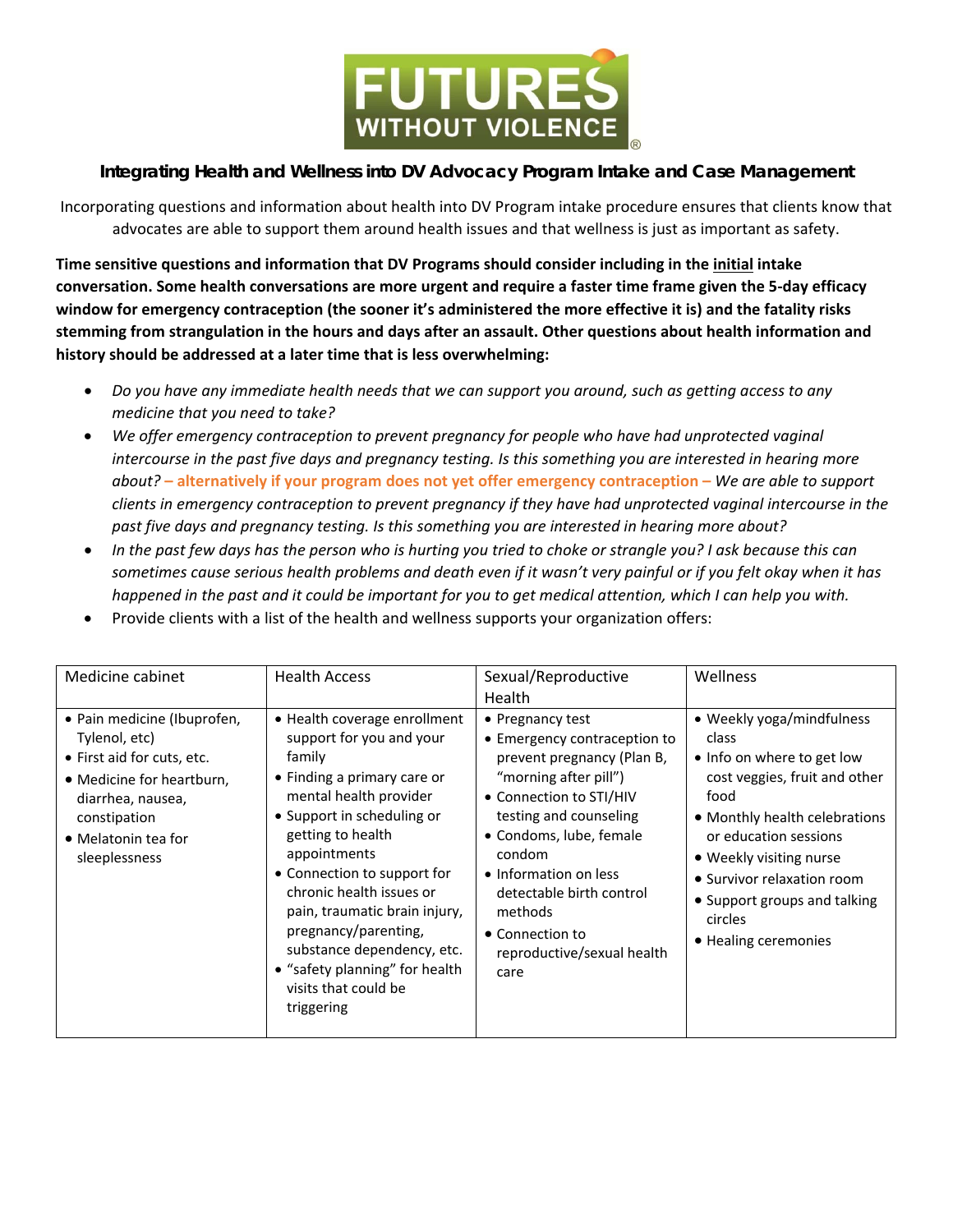# Integrating Health and Wellness into DV Advocacy Program Intake and Case Management

Incorporating questions and information about health into DV Program intake procedure ensures that clients know that advocates are able to support them around health issues and that wellness is just as important as safety.

**Time sensitive questions and information that DV Programs should consider including in the initial intake conversation. Some health conversations are more urgent and require a faster time frame given the 5-day efficacy window for emergency contraception (the sooner it's administered the more effective it is) and the fatality risks stemming from strangulation in the hours and days after an assault. Other questions about health information and history should be addressed at a later time that is less overwhelming:**

- *Do you have any immediate health needs that we can support you around, such as getting access to any medicine that you need to take?*
- *We offer emergency contraception to prevent pregnancy for people who have had unprotected vaginal intercourse in the past five days and pregnancy testing. Is this something you are interested in hearing more about?* **– alternatively if your program does not yet offer emergency contraception –** *We are able to support clients in emergency contraception to prevent pregnancy if they have had unprotected vaginal intercourse in the past five days and pregnancy testing. Is this something you are interested in hearing more about?*
- *In the past few days has the person who is hurting you tried to choke or strangle you? I ask because this can sometimes cause serious health problems and death even if it wasn't very painful or if you felt okay when it has happened in the past and it could be important for you to get medical attention, which I can help you with.*
- Provide clients with a list of the health and wellness supports your organization offers:

| Medicine cabinet | Health Access | Sexual/Reproductive Health | Wellness |
|---|---|---|---|
| • Pain medicine (Ibuprofen, Tylenol, etc)<br>• First aid for cuts, etc.<br>• Medicine for heartburn, diarrhea, nausea, constipation<br>• Melatonin tea for sleeplessness | • Health coverage enrollment support for you and your family<br>• Finding a primary care or mental health provider<br>• Support in scheduling or getting to health appointments<br>• Connection to support for chronic health issues or pain, traumatic brain injury, pregnancy/parenting, substance dependency, etc.<br>• "safety planning" for health visits that could be triggering | • Pregnancy test<br>• Emergency contraception to prevent pregnancy (Plan B, "morning after pill")<br>• Connection to STI/HIV testing and counseling<br>• Condoms, lube, female condom<br>• Information on less detectable birth control methods<br>• Connection to reproductive/sexual health care | • Weekly yoga/mindfulness class<br>• Info on where to get low cost veggies, fruit and other food<br>• Monthly health celebrations or education sessions<br>• Weekly visiting nurse<br>• Survivor relaxation room<br>• Support groups and talking circles<br>• Healing ceremonies |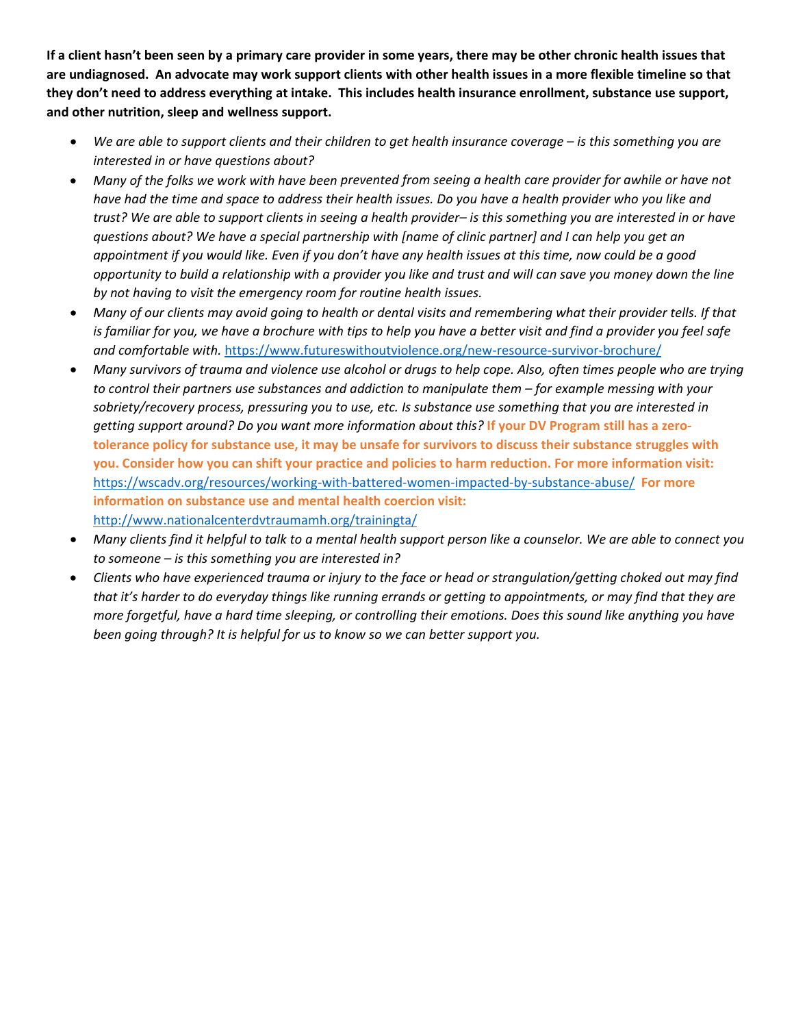**If a client hasn't been seen by a primary care provider in some years, there may be other chronic health issues that are undiagnosed. An advocate may work support clients with other health issues in a more flexible timeline so that they don't need to address everything at intake. This includes health insurance enrollment, substance use support, and other nutrition, sleep and wellness support.**

- *We are able to support clients and their children to get health insurance coverage – is this something you are interested in or have questions about?*
- *Many of the folks we work with have been prevented from seeing a health care provider for awhile or have not have had the time and space to address their health issues. Do you have a health provider who you like and trust? We are able to support clients in seeing a health provider– is this something you are interested in or have questions about? We have a special partnership with [name of clinic partner] and I can help you get an appointment if you would like. Even if you don't have any health issues at this time, now could be a good opportunity to build a relationship with a provider you like and trust and will can save you money down the line by not having to visit the emergency room for routine health issues.*
- *Many of our clients may avoid going to health or dental visits and remembering what their provider tells. If that is familiar for you, we have a brochure with tips to help you have a better visit and find a provider you feel safe and comfortable with.* https://www.futureswithoutviolence.org/new-resource-survivor-brochure/
- *Many survivors of trauma and violence use alcohol or drugs to help cope. Also, often times people who are trying to control their partners use substances and addiction to manipulate them – for example messing with your sobriety/recovery process, pressuring you to use, etc. Is substance use something that you are interested in getting support around? Do you want more information about this?* **If your DV Program still has a zero-tolerance policy for substance use, it may be unsafe for survivors to discuss their substance struggles with you. Consider how you can shift your practice and policies to harm reduction. For more information visit:** https://wscadv.org/resources/working-with-battered-women-impacted-by-substance-abuse/ **For more information on substance use and mental health coercion visit:** http://www.nationalcenterdvtraumamh.org/trainingta/
- *Many clients find it helpful to talk to a mental health support person like a counselor. We are able to connect you to someone – is this something you are interested in?*
- *Clients who have experienced trauma or injury to the face or head or strangulation/getting choked out may find that it's harder to do everyday things like running errands or getting to appointments, or may find that they are more forgetful, have a hard time sleeping, or controlling their emotions. Does this sound like anything you have been going through? It is helpful for us to know so we can better support you.*